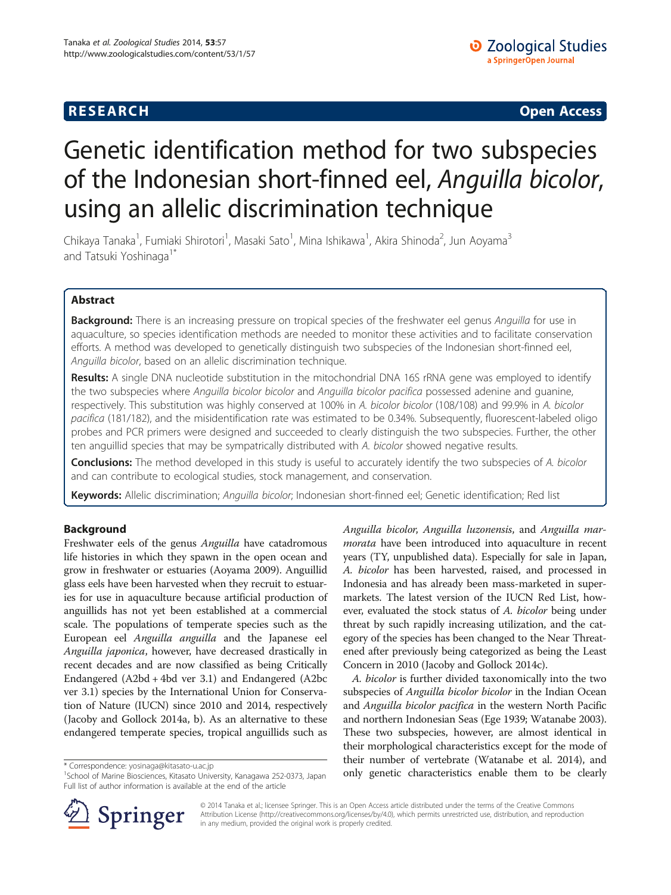**RESEARCH** **Open Access**

# Genetic identification method for two subspecies of the Indonesian short-finned eel, *Anguilla bicolor*, using an allelic discrimination technique

Chikaya Tanaka[1], Fumiaki Shirotori[1], Masaki Sato[1], Mina Ishikawa[1], Akira Shinoda[2], Jun Aoyama[3] and Tatsuki Yoshinaga[1*]

## Abstract

**Background:** There is an increasing pressure on tropical species of the freshwater eel genus *Anguilla* for use in aquaculture, so species identification methods are needed to monitor these activities and to facilitate conservation efforts. A method was developed to genetically distinguish two subspecies of the Indonesian short-finned eel, *Anguilla bicolor*, based on an allelic discrimination technique.

**Results:** A single DNA nucleotide substitution in the mitochondrial DNA 16S rRNA gene was employed to identify the two subspecies where *Anguilla bicolor bicolor* and *Anguilla bicolor pacifica* possessed adenine and guanine, respectively. This substitution was highly conserved at 100% in *A. bicolor bicolor* (108/108) and 99.9% in *A. bicolor pacifica* (181/182), and the misidentification rate was estimated to be 0.34%. Subsequently, fluorescent-labeled oligo probes and PCR primers were designed and succeeded to clearly distinguish the two subspecies. Further, the other ten anguillid species that may be sympatrically distributed with *A. bicolor* showed negative results.

**Conclusions:** The method developed in this study is useful to accurately identify the two subspecies of *A. bicolor* and can contribute to ecological studies, stock management, and conservation.

**Keywords:** Allelic discrimination; *Anguilla bicolor*; Indonesian short-finned eel; Genetic identification; Red list

## Background

Freshwater eels of the genus *Anguilla* have catadromous life histories in which they spawn in the open ocean and grow in freshwater or estuaries (Aoyama 2009). Anguillid glass eels have been harvested when they recruit to estuaries for use in aquaculture because artificial production of anguillids has not yet been established at a commercial scale. The populations of temperate species such as the European eel *Anguilla anguilla* and the Japanese eel *Anguilla japonica*, however, have decreased drastically in recent decades and are now classified as being Critically Endangered (A2bd + 4bd ver 3.1) and Endangered (A2bc ver 3.1) species by the International Union for Conservation of Nature (IUCN) since 2010 and 2014, respectively (Jacoby and Gollock 2014a, b). As an alternative to these endangered temperate species, tropical anguillids such as *Anguilla bicolor*, *Anguilla luzonensis*, and *Anguilla marmorata* have been introduced into aquaculture in recent years (TY, unpublished data). Especially for sale in Japan, *A. bicolor* has been harvested, raised, and processed in Indonesia and has already been mass-marketed in supermarkets. The latest version of the IUCN Red List, however, evaluated the stock status of *A. bicolor* being under threat by such rapidly increasing utilization, and the category of the species has been changed to the Near Threatened after previously being categorized as being the Least Concern in 2010 (Jacoby and Gollock 2014c).

*A. bicolor* is further divided taxonomically into the two subspecies of *Anguilla bicolor bicolor* in the Indian Ocean and *Anguilla bicolor pacifica* in the western North Pacific and northern Indonesian Seas (Ege 1939; Watanabe 2003). These two subspecies, however, are almost identical in their morphological characteristics except for the mode of their number of vertebrate (Watanabe et al. 2014), and only genetic characteristics enable them to be clearly

\* Correspondence: yosinaga@kitasato-u.ac.jp
[1]School of Marine Biosciences, Kitasato University, Kanagawa 252-0373, Japan
Full list of author information is available at the end of the article

© 2014 Tanaka et al.; licensee Springer. This is an Open Access article distributed under the terms of the Creative Commons Attribution License (http://creativecommons.org/licenses/by/4.0), which permits unrestricted use, distribution, and reproduction in any medium, provided the original work is properly credited.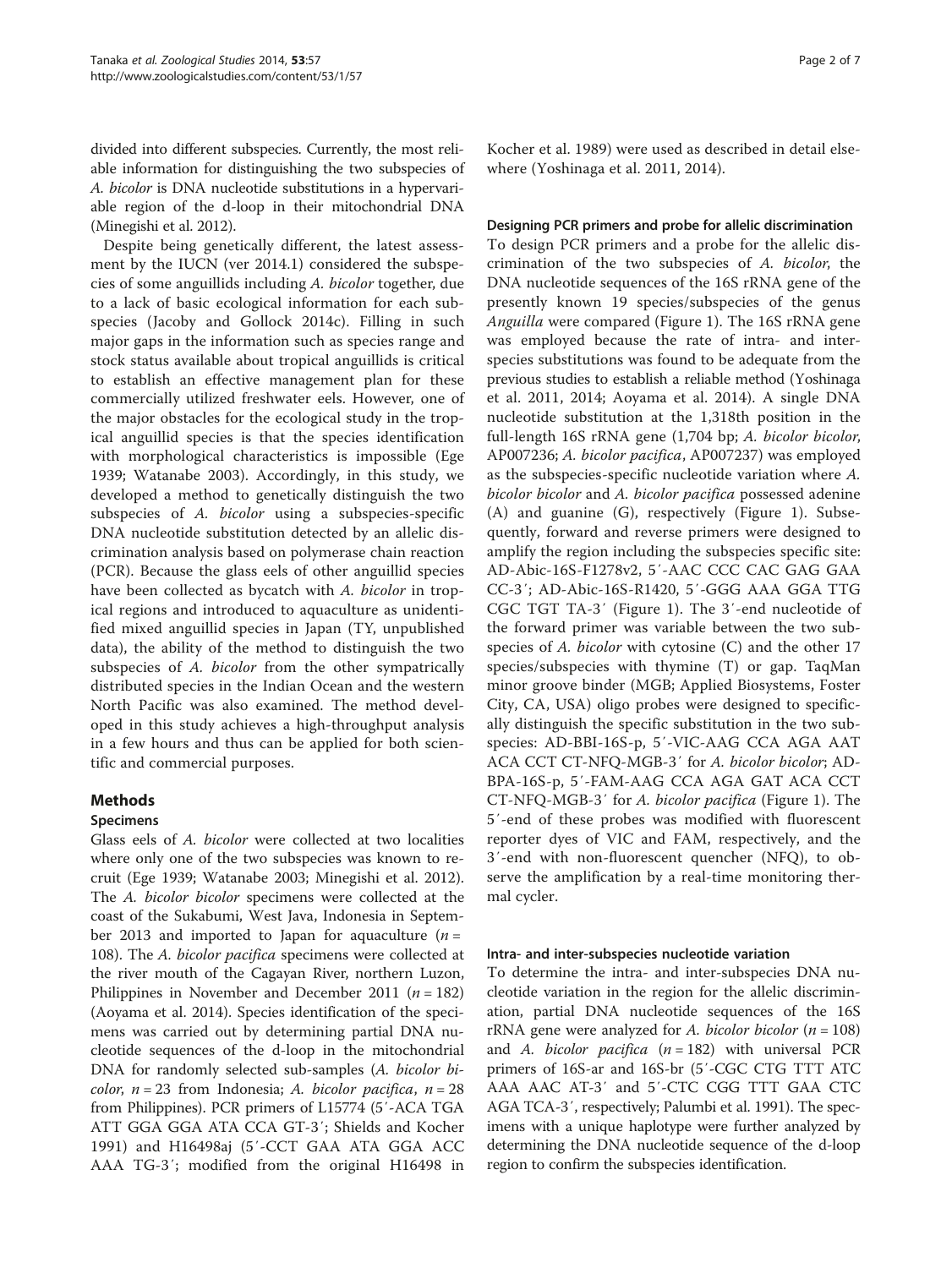divided into different subspecies. Currently, the most reliable information for distinguishing the two subspecies of *A. bicolor* is DNA nucleotide substitutions in a hypervariable region of the d-loop in their mitochondrial DNA (Minegishi et al. 2012).

Despite being genetically different, the latest assessment by the IUCN (ver 2014.1) considered the subspecies of some anguillids including *A. bicolor* together, due to a lack of basic ecological information for each subspecies (Jacoby and Gollock 2014c). Filling in such major gaps in the information such as species range and stock status available about tropical anguillids is critical to establish an effective management plan for these commercially utilized freshwater eels. However, one of the major obstacles for the ecological study in the tropical anguillid species is that the species identification with morphological characteristics is impossible (Ege 1939; Watanabe 2003). Accordingly, in this study, we developed a method to genetically distinguish the two subspecies of *A. bicolor* using a subspecies-specific DNA nucleotide substitution detected by an allelic discrimination analysis based on polymerase chain reaction (PCR). Because the glass eels of other anguillid species have been collected as bycatch with *A. bicolor* in tropical regions and introduced to aquaculture as unidentified mixed anguillid species in Japan (TY, unpublished data), the ability of the method to distinguish the two subspecies of *A. bicolor* from the other sympatrically distributed species in the Indian Ocean and the western North Pacific was also examined. The method developed in this study achieves a high-throughput analysis in a few hours and thus can be applied for both scientific and commercial purposes.

## Methods

### Specimens

Glass eels of *A. bicolor* were collected at two localities where only one of the two subspecies was known to recruit (Ege 1939; Watanabe 2003; Minegishi et al. 2012). The *A. bicolor bicolor* specimens were collected at the coast of the Sukabumi, West Java, Indonesia in September 2013 and imported to Japan for aquaculture ($n = 108$). The *A. bicolor pacifica* specimens were collected at the river mouth of the Cagayan River, northern Luzon, Philippines in November and December 2011 ($n = 182$) (Aoyama et al. 2014). Species identification of the specimens was carried out by determining partial DNA nucleotide sequences of the d-loop in the mitochondrial DNA for randomly selected sub-samples (*A. bicolor bicolor*, $n = 23$ from Indonesia; *A. bicolor pacifica*, $n = 28$ from Philippines). PCR primers of L15774 (5′-ACA TGA ATT GGA GGA ATA CCA GT-3′; Shields and Kocher 1991) and H16498aj (5′-CCT GAA ATA GGA ACC AAA TG-3′; modified from the original H16498 in Kocher et al. 1989) were used as described in detail elsewhere (Yoshinaga et al. 2011, 2014).

### Designing PCR primers and probe for allelic discrimination

To design PCR primers and a probe for the allelic discrimination of the two subspecies of *A. bicolor*, the DNA nucleotide sequences of the 16S rRNA gene of the presently known 19 species/subspecies of the genus *Anguilla* were compared (Figure 1). The 16S rRNA gene was employed because the rate of intra- and inter-species substitutions was found to be adequate from the previous studies to establish a reliable method (Yoshinaga et al. 2011, 2014; Aoyama et al. 2014). A single DNA nucleotide substitution at the 1,318th position in the full-length 16S rRNA gene (1,704 bp; *A. bicolor bicolor*, AP007236; *A. bicolor pacifica*, AP007237) was employed as the subspecies-specific nucleotide variation where *A. bicolor bicolor* and *A. bicolor pacifica* possessed adenine (A) and guanine (G), respectively (Figure 1). Subsequently, forward and reverse primers were designed to amplify the region including the subspecies specific site: AD-Abic-16S-F1278v2, 5′-AAC CCC CAC GAG GAA CC-3′; AD-Abic-16S-R1420, 5′-GGG AAA GGA TTG CGC TGT TA-3′ (Figure 1). The 3′-end nucleotide of the forward primer was variable between the two subspecies of *A. bicolor* with cytosine (C) and the other 17 species/subspecies with thymine (T) or gap. TaqMan minor groove binder (MGB; Applied Biosystems, Foster City, CA, USA) oligo probes were designed to specifically distinguish the specific substitution in the two subspecies: AD-BBI-16S-p, 5′-VIC-AAG CCA AGA AAT ACA CCT CT-NFQ-MGB-3′ for *A. bicolor bicolor*; AD-BPA-16S-p, 5′-FAM-AAG CCA AGA GAT ACA CCT CT-NFQ-MGB-3′ for *A. bicolor pacifica* (Figure 1). The 5′-end of these probes was modified with fluorescent reporter dyes of VIC and FAM, respectively, and the 3′-end with non-fluorescent quencher (NFQ), to observe the amplification by a real-time monitoring thermal cycler.

### Intra- and inter-subspecies nucleotide variation

To determine the intra- and inter-subspecies DNA nucleotide variation in the region for the allelic discrimination, partial DNA nucleotide sequences of the 16S rRNA gene were analyzed for *A. bicolor bicolor* ($n = 108$) and *A. bicolor pacifica* ($n = 182$) with universal PCR primers of 16S-ar and 16S-br (5′-CGC CTG TTT ATC AAA AAC AT-3′ and 5′-CTC CGG TTT GAA CTC AGA TCA-3′, respectively; Palumbi et al. 1991). The specimens with a unique haplotype were further analyzed by determining the DNA nucleotide sequence of the d-loop region to confirm the subspecies identification.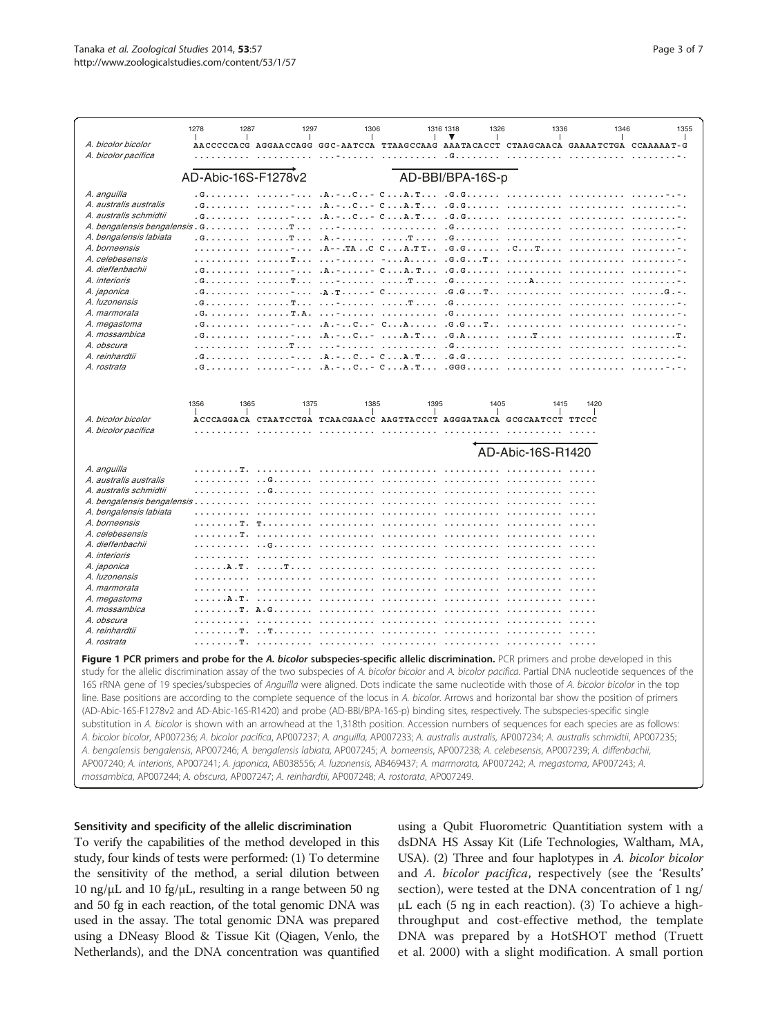```
                  1278      1287      1297      1306      1316 1318 1326      1336      1346      1355
                  |         |         |         |         |    ▼    |         |         |         |
A. bicolor bicolor        AACCCCCACG AGGAACCAGG GGC-AATCCA TTAAGCCAAG AAATACACCT CTAAGCAACA GAAAATCTGA CCAAAAAT-G
A. bicolor pacifica       .......... .......... ...-...... .......... .G........ .......... .......... ........-.

                  AD-Abic-16S-F1278v2 →                   AD-BBI/BPA-16S-p

A. anguilla               .G........ ......-... .A.-..C..- C...A.T... .G.G...... .......... .......... ......-.-.
A. australis australis    .G........ ......-... .A.-..C..- C...A.T... .G.G...... .......... .......... ........-.
A. australis schmidtii    .G........ ......-... .A.-..C..- C...A.T... .G.G...... .......... .......... ........-.
A. bengalensis bengalensis.G........ ......T... ...-...... .......... .G........ .......... .......... ........-.
A. bengalensis labiata    .G........ ......T... .A.-...... ....T..... .G........ .......... .......... ........-.
A. borneensis             .......... ......-... .A--.TA..C C...A.TT.. .G.G...... .C...T.... .......... ........-.
A. celebesensis           .......... ......T... ...-...... -...A..... .G.G...T.. .......... .......... ........-.
A. dieffenbachii          .G........ ......-... .A.-.....- C...A.T... .G.G...... .......... .......... ........-.
A. interioris             .G........ ......T... ...-...... ....T..... .G........ ....A..... .......... ........-.
A. japonica               .G........ ......-... .A.T.....- C......... .G.G...T.. .......... .......... ......G.-.
A. luzonensis             .G........ ......T... ...-...... ....T..... .G........ .......... .......... ........-.
A. marmorata              .G........ ......T.A. ...-...... .......... .G........ .......... .......... ........-.
A. megastoma              .G........ ......-... .A.-..C..- C...A..... .G.G...T.. .......... .......... ........-.
A. mossambica             .G........ ......-... .A.-..C..- ....A.T... .G.A...... ....T..... .......... ........T.
A. obscura                .......... ......T... ...-...... .......... .G........ .......... .......... ........-.
A. reinhardtii            .G........ ......-... .A.-..C..- C...A.T... .G.G...... .......... .......... ........-.
A. rostrata               .G........ ......-... .A.-..C..- C...A.T... .GGG...... .......... .......... ......-.-.

                  1356      1365      1375      1385      1395      1405      1415  1420
                  |         |         |         |         |         |         |     |
A. bicolor bicolor        ACCCAGGACA CTAATCCTGA TCAACGAACC AAGTTACCCT AGGGATAACA GCGCAATCCT TTCCC
A. bicolor pacifica       .......... .......... .......... .......... .......... .......... .....

                                                                    ← AD-Abic-16S-R1420

A. anguilla               ........T. .......... .......... .......... .......... .......... .....
A. australis australis    .......... ..G....... .......... .......... .......... .......... .....
A. australis schmidtii    .......... ..G....... .......... .......... .......... .......... .....
A. bengalensis bengalensis.......... .......... .......... .......... .......... .......... .....
A. bengalensis labiata    .......... .......... .......... .......... .......... .......... .....
A. borneensis             ........T. T......... .......... .......... .......... .......... .....
A. celebesensis           ........T. .......... .......... .......... .......... .......... .....
A. dieffenbachii          .......... ..G....... .......... .......... .......... .......... .....
A. interioris             .......... .......... .......... .......... .......... .......... .....
A. japonica               ......A.T. ....T..... .......... .......... .......... .......... .....
A. luzonensis             .......... .......... .......... .......... .......... .......... .....
A. marmorata              .......... .......... .......... .......... .......... .......... .....
A. megastoma              ......A.T. .......... .......... .......... .......... .......... .....
A. mossambica             ........T. A.G....... .......... .......... .......... .......... .....
A. obscura                .......... .......... .......... .......... .......... .......... .....
A. reinhardtii            ........T. ..T....... .......... .......... .......... .......... .....
A. rostrata               ........T. .......... .......... .......... .......... .......... .....
```

**Figure 1 PCR primers and probe for the *A. bicolor* subspecies-specific allelic discrimination.** PCR primers and probe developed in this study for the allelic discrimination assay of the two subspecies of *A. bicolor bicolor* and *A. bicolor pacifica*. Partial DNA nucleotide sequences of the 16S rRNA gene of 19 species/subspecies of *Anguilla* were aligned. Dots indicate the same nucleotide with those of *A. bicolor bicolor* in the top line. Base positions are according to the complete sequence of the locus in *A. bicolor*. Arrows and horizontal bar show the position of primers (AD-Abic-16S-F1278v2 and AD-Abic-16S-R1420) and probe (AD-BBI/BPA-16S-p) binding sites, respectively. The subspecies-specific single substitution in *A. bicolor* is shown with an arrowhead at the 1,318th position. Accession numbers of sequences for each species are as follows: *A. bicolor bicolor*, AP007236; *A. bicolor pacifica*, AP007237; *A. anguilla*, AP007233; *A. australis australis*, AP007234; *A. australis schmidtii*, AP007235; *A. bengalensis bengalensis*, AP007246; *A. bengalensis labiata*, AP007245; *A. borneensis*, AP007238; *A. celebesensis*, AP007239; *A. diffenbachii*, AP007240; *A. interioris*, AP007241; *A. japonica*, AB038556; *A. luzonensis*, AB469437; *A. marmorata*, AP007242; *A. megastoma*, AP007243; *A. mossambica*, AP007244; *A. obscura*, AP007247; *A. reinhardtii*, AP007248; *A. rostorata*, AP007249.

### Sensitivity and specificity of the allelic discrimination

To verify the capabilities of the method developed in this study, four kinds of tests were performed: (1) To determine the sensitivity of the method, a serial dilution between 10 ng/μL and 10 fg/μL, resulting in a range between 50 ng and 50 fg in each reaction, of the total genomic DNA was used in the assay. The total genomic DNA was prepared using a DNeasy Blood & Tissue Kit (Qiagen, Venlo, the Netherlands), and the DNA concentration was quantified using a Qubit Fluorometric Quantitiation system with a dsDNA HS Assay Kit (Life Technologies, Waltham, MA, USA). (2) Three and four haplotypes in *A. bicolor bicolor* and *A. bicolor pacifica*, respectively (see the 'Results' section), were tested at the DNA concentration of 1 ng/μL each (5 ng in each reaction). (3) To achieve a high-throughput and cost-effective method, the template DNA was prepared by a HotSHOT method (Truett et al. 2000) with a slight modification. A small portion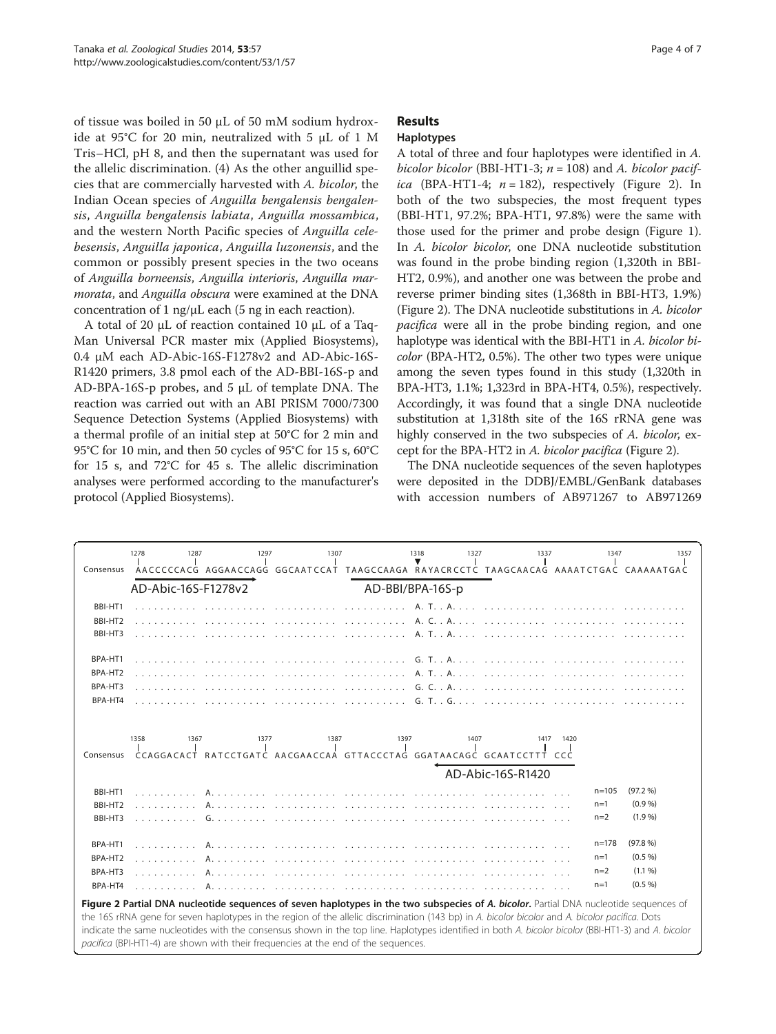of tissue was boiled in 50 μL of 50 mM sodium hydroxide at 95°C for 20 min, neutralized with 5 μL of 1 M Tris–HCl, pH 8, and then the supernatant was used for the allelic discrimination. (4) As the other anguillid species that are commercially harvested with *A. bicolor*, the Indian Ocean species of *Anguilla bengalensis bengalensis*, *Anguilla bengalensis labiata*, *Anguilla mossambica*, and the western North Pacific species of *Anguilla celebesensis*, *Anguilla japonica*, *Anguilla luzonensis*, and the common or possibly present species in the two oceans of *Anguilla borneensis*, *Anguilla interioris*, *Anguilla marmorata*, and *Anguilla obscura* were examined at the DNA concentration of 1 ng/μL each (5 ng in each reaction).

A total of 20 μL of reaction contained 10 μL of a TaqMan Universal PCR master mix (Applied Biosystems), 0.4 μM each AD-Abic-16S-F1278v2 and AD-Abic-16S-R1420 primers, 3.8 pmol each of the AD-BBI-16S-p and AD-BPA-16S-p probes, and 5 μL of template DNA. The reaction was carried out with an ABI PRISM 7000/7300 Sequence Detection Systems (Applied Biosystems) with a thermal profile of an initial step at 50°C for 2 min and 95°C for 10 min, and then 50 cycles of 95°C for 15 s, 60°C for 15 s, and 72°C for 45 s. The allelic discrimination analyses were performed according to the manufacturer's protocol (Applied Biosystems).

## Results

### Haplotypes

A total of three and four haplotypes were identified in *A. bicolor bicolor* (BBI-HT1-3; *n* = 108) and *A. bicolor pacifica* (BPA-HT1-4; *n* = 182), respectively (Figure 2). In both of the two subspecies, the most frequent types (BBI-HT1, 97.2%; BPA-HT1, 97.8%) were the same with those used for the primer and probe design (Figure 1). In *A. bicolor bicolor*, one DNA nucleotide substitution was found in the probe binding region (1,320th in BBI-HT2, 0.9%), and another one was between the probe and reverse primer binding sites (1,368th in BBI-HT3, 1.9%) (Figure 2). The DNA nucleotide substitutions in *A. bicolor pacifica* were all in the probe binding region, and one haplotype was identical with the BBI-HT1 in *A. bicolor bicolor* (BPA-HT2, 0.5%). The other two types were unique among the seven types found in this study (1,320th in BPA-HT3, 1.1%; 1,323rd in BPA-HT4, 0.5%), respectively. Accordingly, it was found that a single DNA nucleotide substitution at 1,318th site of the 16S rRNA gene was highly conserved in the two subspecies of *A. bicolor*, except for the BPA-HT2 in *A. bicolor pacifica* (Figure 2).

The DNA nucleotide sequences of the seven haplotypes were deposited in the DDBJ/EMBL/GenBank databases with accession numbers of AB971267 to AB971269

```
           1278      1287       1297       1307       1318      1327       1337       1347       1357
Consensus  AACCCCCACG AGGAACCAGG GGCAATCCAT TAAGCCAAGA RAYACRCCTC TAAGCAACAG AAAATCTGAC CAAAAATGAC
           AD-Abic-16S-F1278v2                        AD-BBI/BPA-16S-p

BBI-HT1    .......... .......... .......... .......... A.T..A.... .......... .......... ..........
BBI-HT2    .......... .......... .......... .......... A.C..A.... .......... .......... ..........
BBI-HT3    .......... .......... .......... .......... A.T..A.... .......... .......... ..........

BPA-HT1    .......... .......... .......... .......... G.T..A.... .......... .......... ..........
BPA-HT2    .......... .......... .......... .......... A.T..A.... .......... .......... ..........
BPA-HT3    .......... .......... .......... .......... G.C..A.... .......... .......... ..........
BPA-HT4    .......... .......... .......... .......... G.T..G.... .......... .......... ..........

           1358      1367       1377       1387       1397       1407       1417  1420
Consensus  CCAGGACACT RATCCTGATC AACGAACCAA GTTACCCTAG GGATAACAGC GCAATCCTTT CCC
                                                                 AD-Abic-16S-R1420

BBI-HT1    .......... A......... .......... .......... .......... .......... ...   n=105  (97.2 %)
BBI-HT2    .......... A......... .......... .......... .......... .......... ...   n=1    (0.9 %)
BBI-HT3    .......... G......... .......... .......... .......... .......... ...   n=2    (1.9 %)

BPA-HT1    .......... A......... .......... .......... .......... .......... ...   n=178  (97.8 %)
BPA-HT2    .......... A......... .......... .......... .......... .......... ...   n=1    (0.5 %)
BPA-HT3    .......... A......... .......... .......... .......... .......... ...   n=2    (1.1 %)
BPA-HT4    .......... A......... .......... .......... .......... .......... ...   n=1    (0.5 %)
```

**Figure 2 Partial DNA nucleotide sequences of seven haplotypes in the two subspecies of *A. bicolor*.** Partial DNA nucleotide sequences of the 16S rRNA gene for seven haplotypes in the region of the allelic discrimination (143 bp) in *A. bicolor bicolor* and *A. bicolor pacifica*. Dots indicate the same nucleotides with the consensus shown in the top line. Haplotypes identified in both *A. bicolor bicolor* (BBI-HT1-3) and *A. bicolor pacifica* (BPI-HT1-4) are shown with their frequencies at the end of the sequences.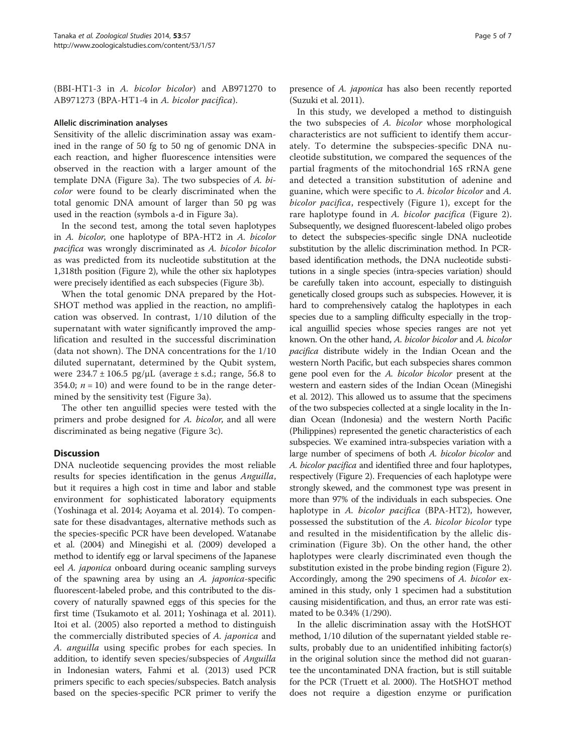(BBI-HT1-3 in *A. bicolor bicolor*) and AB971270 to AB971273 (BPA-HT1-4 in *A. bicolor pacifica*).

### Allelic discrimination analyses

Sensitivity of the allelic discrimination assay was examined in the range of 50 fg to 50 ng of genomic DNA in each reaction, and higher fluorescence intensities were observed in the reaction with a larger amount of the template DNA (Figure 3a). The two subspecies of *A. bicolor* were found to be clearly discriminated when the total genomic DNA amount of larger than 50 pg was used in the reaction (symbols a-d in Figure 3a).

In the second test, among the total seven haplotypes in *A. bicolor*, one haplotype of BPA-HT2 in *A. bicolor pacifica* was wrongly discriminated as *A. bicolor bicolor* as was predicted from its nucleotide substitution at the 1,318th position (Figure 2), while the other six haplotypes were precisely identified as each subspecies (Figure 3b).

When the total genomic DNA prepared by the HotSHOT method was applied in the reaction, no amplification was observed. In contrast, 1/10 dilution of the supernatant with water significantly improved the amplification and resulted in the successful discrimination (data not shown). The DNA concentrations for the 1/10 diluted supernatant, determined by the Qubit system, were 234.7 ± 106.5 pg/μL (average ± s.d.; range, 56.8 to 354.0; $n = 10$) and were found to be in the range determined by the sensitivity test (Figure 3a).

The other ten anguillid species were tested with the primers and probe designed for *A. bicolor*, and all were discriminated as being negative (Figure 3c).

## Discussion

DNA nucleotide sequencing provides the most reliable results for species identification in the genus *Anguilla*, but it requires a high cost in time and labor and stable environment for sophisticated laboratory equipments (Yoshinaga et al. 2014; Aoyama et al. 2014). To compensate for these disadvantages, alternative methods such as the species-specific PCR have been developed. Watanabe et al. (2004) and Minegishi et al. (2009) developed a method to identify egg or larval specimens of the Japanese eel *A. japonica* onboard during oceanic sampling surveys of the spawning area by using an *A. japonica*-specific fluorescent-labeled probe, and this contributed to the discovery of naturally spawned eggs of this species for the first time (Tsukamoto et al. 2011; Yoshinaga et al. 2011). Itoi et al. (2005) also reported a method to distinguish the commercially distributed species of *A. japonica* and *A. anguilla* using specific probes for each species. In addition, to identify seven species/subspecies of *Anguilla* in Indonesian waters, Fahmi et al. (2013) used PCR primers specific to each species/subspecies. Batch analysis based on the species-specific PCR primer to verify the presence of *A. japonica* has also been recently reported (Suzuki et al. 2011).

In this study, we developed a method to distinguish the two subspecies of *A. bicolor* whose morphological characteristics are not sufficient to identify them accurately. To determine the subspecies-specific DNA nucleotide substitution, we compared the sequences of the partial fragments of the mitochondrial 16S rRNA gene and detected a transition substitution of adenine and guanine, which were specific to *A. bicolor bicolor* and *A. bicolor pacifica*, respectively (Figure 1), except for the rare haplotype found in *A. bicolor pacifica* (Figure 2). Subsequently, we designed fluorescent-labeled oligo probes to detect the subspecies-specific single DNA nucleotide substitution by the allelic discrimination method. In PCR-based identification methods, the DNA nucleotide substitutions in a single species (intra-species variation) should be carefully taken into account, especially to distinguish genetically closed groups such as subspecies. However, it is hard to comprehensively catalog the haplotypes in each species due to a sampling difficulty especially in the tropical anguillid species whose species ranges are not yet known. On the other hand, *A. bicolor bicolor* and *A. bicolor pacifica* distribute widely in the Indian Ocean and the western North Pacific, but each subspecies shares common gene pool even for the *A. bicolor bicolor* present at the western and eastern sides of the Indian Ocean (Minegishi et al. 2012). This allowed us to assume that the specimens of the two subspecies collected at a single locality in the Indian Ocean (Indonesia) and the western North Pacific (Philippines) represented the genetic characteristics of each subspecies. We examined intra-subspecies variation with a large number of specimens of both *A. bicolor bicolor* and *A. bicolor pacifica* and identified three and four haplotypes, respectively (Figure 2). Frequencies of each haplotype were strongly skewed, and the commonest type was present in more than 97% of the individuals in each subspecies. One haplotype in *A. bicolor pacifica* (BPA-HT2), however, possessed the substitution of the *A. bicolor bicolor* type and resulted in the misidentification by the allelic discrimination (Figure 3b). On the other hand, the other haplotypes were clearly discriminated even though the substitution existed in the probe binding region (Figure 2). Accordingly, among the 290 specimens of *A. bicolor* examined in this study, only 1 specimen had a substitution causing misidentification, and thus, an error rate was estimated to be 0.34% (1/290).

In the allelic discrimination assay with the HotSHOT method, 1/10 dilution of the supernatant yielded stable results, probably due to an unidentified inhibiting factor(s) in the original solution since the method did not guarantee the uncontaminated DNA fraction, but is still suitable for the PCR (Truett et al. 2000). The HotSHOT method does not require a digestion enzyme or purification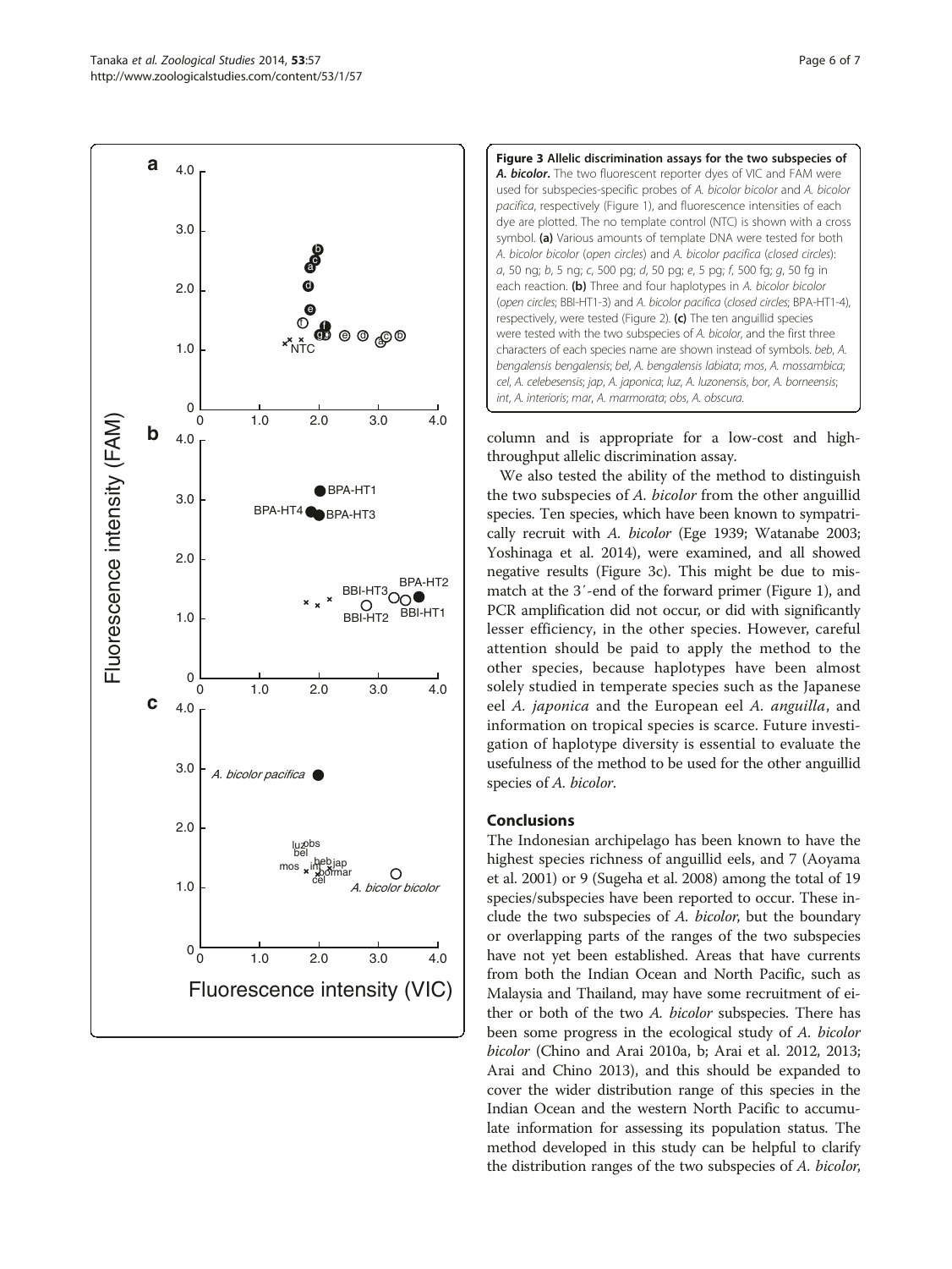**Figure 3 Allelic discrimination assays for the two subspecies of *A. bicolor*.** The two fluorescent reporter dyes of VIC and FAM were used for subspecies-specific probes of *A. bicolor bicolor* and *A. bicolor pacifica*, respectively (Figure 1), and fluorescence intensities of each dye are plotted. The no template control (NTC) is shown with a cross symbol. **(a)** Various amounts of template DNA were tested for both *A. bicolor bicolor* (*open circles*) and *A. bicolor pacifica* (*closed circles*): *a*, 50 ng; *b*, 5 ng; *c*, 500 pg; *d*, 50 pg; *e*, 5 pg; *f*, 500 fg; *g*, 50 fg in each reaction. **(b)** Three and four haplotypes in *A. bicolor bicolor* (*open circles*; BBI-HT1-3) and *A. bicolor pacifica* (*closed circles*; BPA-HT1-4), respectively, were tested (Figure 2). **(c)** The ten anguillid species were tested with the two subspecies of *A. bicolor*, and the first three characters of each species name are shown instead of symbols. *beb*, *A. bengalensis bengalensis*; *bel*, *A. bengalensis labiata*; *mos*, *A. mossambica*; *cel*, *A. celebesensis*; *jap*, *A. japonica*; *luz*, *A. luzonensis*, *bor*, *A. borneensis*; *int*, *A. interioris*; *mar*, *A. marmorata*; *obs*, *A. obscura*.

column and is appropriate for a low-cost and high-throughput allelic discrimination assay.

We also tested the ability of the method to distinguish the two subspecies of *A. bicolor* from the other anguillid species. Ten species, which have been known to sympatrically recruit with *A. bicolor* (Ege 1939; Watanabe 2003; Yoshinaga et al. 2014), were examined, and all showed negative results (Figure 3c). This might be due to mismatch at the 3′-end of the forward primer (Figure 1), and PCR amplification did not occur, or did with significantly lesser efficiency, in the other species. However, careful attention should be paid to apply the method to the other species, because haplotypes have been almost solely studied in temperate species such as the Japanese eel *A. japonica* and the European eel *A. anguilla*, and information on tropical species is scarce. Future investigation of haplotype diversity is essential to evaluate the usefulness of the method to be used for the other anguillid species of *A. bicolor*.

## Conclusions

The Indonesian archipelago has been known to have the highest species richness of anguillid eels, and 7 (Aoyama et al. 2001) or 9 (Sugeha et al. 2008) among the total of 19 species/subspecies have been reported to occur. These include the two subspecies of *A. bicolor*, but the boundary or overlapping parts of the ranges of the two subspecies have not yet been established. Areas that have currents from both the Indian Ocean and North Pacific, such as Malaysia and Thailand, may have some recruitment of either or both of the two *A. bicolor* subspecies. There has been some progress in the ecological study of *A. bicolor bicolor* (Chino and Arai 2010a, b; Arai et al. 2012, 2013; Arai and Chino 2013), and this should be expanded to cover the wider distribution range of this species in the Indian Ocean and the western North Pacific to accumulate information for assessing its population status. The method developed in this study can be helpful to clarify the distribution ranges of the two subspecies of *A. bicolor*,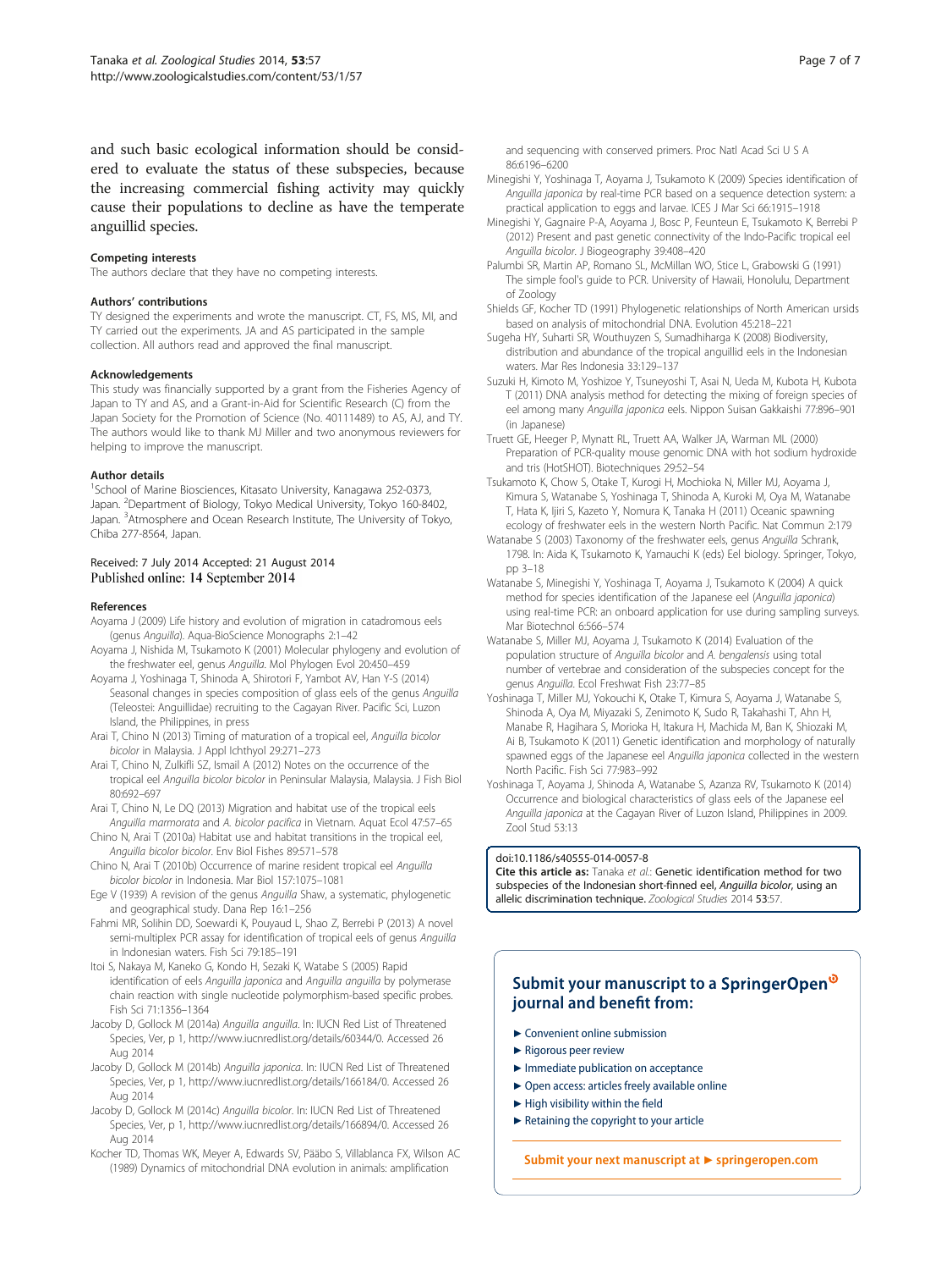and such basic ecological information should be considered to evaluate the status of these subspecies, because the increasing commercial fishing activity may quickly cause their populations to decline as have the temperate anguillid species.

### Competing interests

The authors declare that they have no competing interests.

### Authors' contributions

TY designed the experiments and wrote the manuscript. CT, FS, MS, MI, and TY carried out the experiments. JA and AS participated in the sample collection. All authors read and approved the final manuscript.

### Acknowledgements

This study was financially supported by a grant from the Fisheries Agency of Japan to TY and AS, and a Grant-in-Aid for Scientific Research (C) from the Japan Society for the Promotion of Science (No. 40111489) to AS, AJ, and TY. The authors would like to thank MJ Miller and two anonymous reviewers for helping to improve the manuscript.

### Author details

[1]School of Marine Biosciences, Kitasato University, Kanagawa 252-0373, Japan. [2]Department of Biology, Tokyo Medical University, Tokyo 160-8402, Japan. [3]Atmosphere and Ocean Research Institute, The University of Tokyo, Chiba 277-8564, Japan.

Received: 7 July 2014 Accepted: 21 August 2014
Published online: 14 September 2014

### References

- Aoyama J (2009) Life history and evolution of migration in catadromous eels (genus *Anguilla*). Aqua-BioScience Monographs 2:1–42
- Aoyama J, Nishida M, Tsukamoto K (2001) Molecular phylogeny and evolution of the freshwater eel, genus *Anguilla*. Mol Phylogen Evol 20:450–459
- Aoyama J, Yoshinaga T, Shinoda A, Shirotori F, Yambot AV, Han Y-S (2014) Seasonal changes in species composition of glass eels of the genus *Anguilla* (Teleostei: Anguillidae) recruiting to the Cagayan River. Pacific Sci, Luzon Island, the Philippines, in press
- Arai T, Chino N (2013) Timing of maturation of a tropical eel, *Anguilla bicolor bicolor* in Malaysia. J Appl Ichthyol 29:271–273
- Arai T, Chino N, Zulkifli SZ, Ismail A (2012) Notes on the occurrence of the tropical eel *Anguilla bicolor bicolor* in Peninsular Malaysia, Malaysia. J Fish Biol 80:692–697
- Arai T, Chino N, Le DQ (2013) Migration and habitat use of the tropical eels *Anguilla marmorata* and *A. bicolor pacifica* in Vietnam. Aquat Ecol 47:57–65
- Chino N, Arai T (2010a) Habitat use and habitat transitions in the tropical eel, *Anguilla bicolor bicolor*. Env Biol Fishes 89:571–578
- Chino N, Arai T (2010b) Occurrence of marine resident tropical eel *Anguilla bicolor bicolor* in Indonesia. Mar Biol 157:1075–1081
- Ege V (1939) A revision of the genus *Anguilla* Shaw, a systematic, phylogenetic and geographical study. Dana Rep 16:1–256
- Fahmi MR, Solihin DD, Soewardi K, Pouyaud L, Shao Z, Berrebi P (2013) A novel semi-multiplex PCR assay for identification of tropical eels of genus *Anguilla* in Indonesian waters. Fish Sci 79:185–191
- Itoi S, Nakaya M, Kaneko G, Kondo H, Sezaki K, Watabe S (2005) Rapid identification of eels *Anguilla japonica* and *Anguilla anguilla* by polymerase chain reaction with single nucleotide polymorphism-based specific probes. Fish Sci 71:1356–1364
- Jacoby D, Gollock M (2014a) *Anguilla anguilla*. In: IUCN Red List of Threatened Species, Ver, p 1, http://www.iucnredlist.org/details/60344/0. Accessed 26 Aug 2014
- Jacoby D, Gollock M (2014b) *Anguilla japonica*. In: IUCN Red List of Threatened Species, Ver, p 1, http://www.iucnredlist.org/details/166184/0. Accessed 26 Aug 2014
- Jacoby D, Gollock M (2014c) *Anguilla bicolor*. In: IUCN Red List of Threatened Species, Ver, p 1, http://www.iucnredlist.org/details/166894/0. Accessed 26 Aug 2014
- Kocher TD, Thomas WK, Meyer A, Edwards SV, Pääbo S, Villablanca FX, Wilson AC (1989) Dynamics of mitochondrial DNA evolution in animals: amplification and sequencing with conserved primers. Proc Natl Acad Sci U S A 86:6196–6200
- Minegishi Y, Yoshinaga T, Aoyama J, Tsukamoto K (2009) Species identification of *Anguilla japonica* by real-time PCR based on a sequence detection system: a practical application to eggs and larvae. ICES J Mar Sci 66:1915–1918
- Minegishi Y, Gagnaire P-A, Aoyama J, Bosc P, Feunteun E, Tsukamoto K, Berrebi P (2012) Present and past genetic connectivity of the Indo-Pacific tropical eel *Anguilla bicolor*. J Biogeography 39:408–420
- Palumbi SR, Martin AP, Romano SL, McMillan WO, Stice L, Grabowski G (1991) The simple fool's guide to PCR. University of Hawaii, Honolulu, Department of Zoology
- Shields GF, Kocher TD (1991) Phylogenetic relationships of North American ursids based on analysis of mitochondrial DNA. Evolution 45:218–221
- Sugeha HY, Suharti SR, Wouthuyzen S, Sumadhiharga K (2008) Biodiversity, distribution and abundance of the tropical anguillid eels in the Indonesian waters. Mar Res Indonesia 33:129–137
- Suzuki H, Kimoto M, Yoshizoe Y, Tsuneyoshi T, Asai N, Ueda M, Kubota H, Kubota T (2011) DNA analysis method for detecting the mixing of foreign species of eel among many *Anguilla japonica* eels. Nippon Suisan Gakkaishi 77:896–901 (in Japanese)
- Truett GE, Heeger P, Mynatt RL, Truett AA, Walker JA, Warman ML (2000) Preparation of PCR-quality mouse genomic DNA with hot sodium hydroxide and tris (HotSHOT). Biotechniques 29:52–54
- Tsukamoto K, Chow S, Otake T, Kurogi H, Mochioka N, Miller MJ, Aoyama J, Kimura S, Watanabe S, Yoshinaga T, Shinoda A, Kuroki M, Oya M, Watanabe T, Hata K, Ijiri S, Kazeto Y, Nomura K, Tanaka H (2011) Oceanic spawning ecology of freshwater eels in the western North Pacific. Nat Commun 2:179
- Watanabe S (2003) Taxonomy of the freshwater eels, genus *Anguilla* Schrank, 1798. In: Aida K, Tsukamoto K, Yamauchi K (eds) Eel biology. Springer, Tokyo, pp 3–18
- Watanabe S, Minegishi Y, Yoshinaga T, Aoyama J, Tsukamoto K (2004) A quick method for species identification of the Japanese eel (*Anguilla japonica*) using real-time PCR: an onboard application for use during sampling surveys. Mar Biotechnol 6:566–574
- Watanabe S, Miller MJ, Aoyama J, Tsukamoto K (2014) Evaluation of the population structure of *Anguilla bicolor* and *A. bengalensis* using total number of vertebrae and consideration of the subspecies concept for the genus *Anguilla*. Ecol Freshwat Fish 23:77–85
- Yoshinaga T, Miller MJ, Yokouchi K, Otake T, Kimura S, Aoyama J, Watanabe S, Shinoda A, Oya M, Miyazaki S, Zenimoto K, Sudo R, Takahashi T, Ahn H, Manabe R, Hagihara S, Morioka H, Itakura H, Machida M, Ban K, Shiozaki M, Ai B, Tsukamoto K (2011) Genetic identification and morphology of naturally spawned eggs of the Japanese eel *Anguilla japonica* collected in the western North Pacific. Fish Sci 77:983–992
- Yoshinaga T, Aoyama J, Shinoda A, Watanabe S, Azanza RV, Tsukamoto K (2014) Occurrence and biological characteristics of glass eels of the Japanese eel *Anguilla japonica* at the Cagayan River of Luzon Island, Philippines in 2009. Zool Stud 53:13

doi:10.1186/s40555-014-0057-8
**Cite this article as:** Tanaka *et al.*: Genetic identification method for two subspecies of the Indonesian short-finned eel, *Anguilla bicolor*, using an allelic discrimination technique. *Zoological Studies* 2014 **53**:57.

**Submit your manuscript to a SpringerOpen journal and benefit from:**

- ► Convenient online submission
- ► Rigorous peer review
- ► Immediate publication on acceptance
- ► Open access: articles freely available online
- ► High visibility within the field
- ► Retaining the copyright to your article

**Submit your next manuscript at ► springeropen.com**